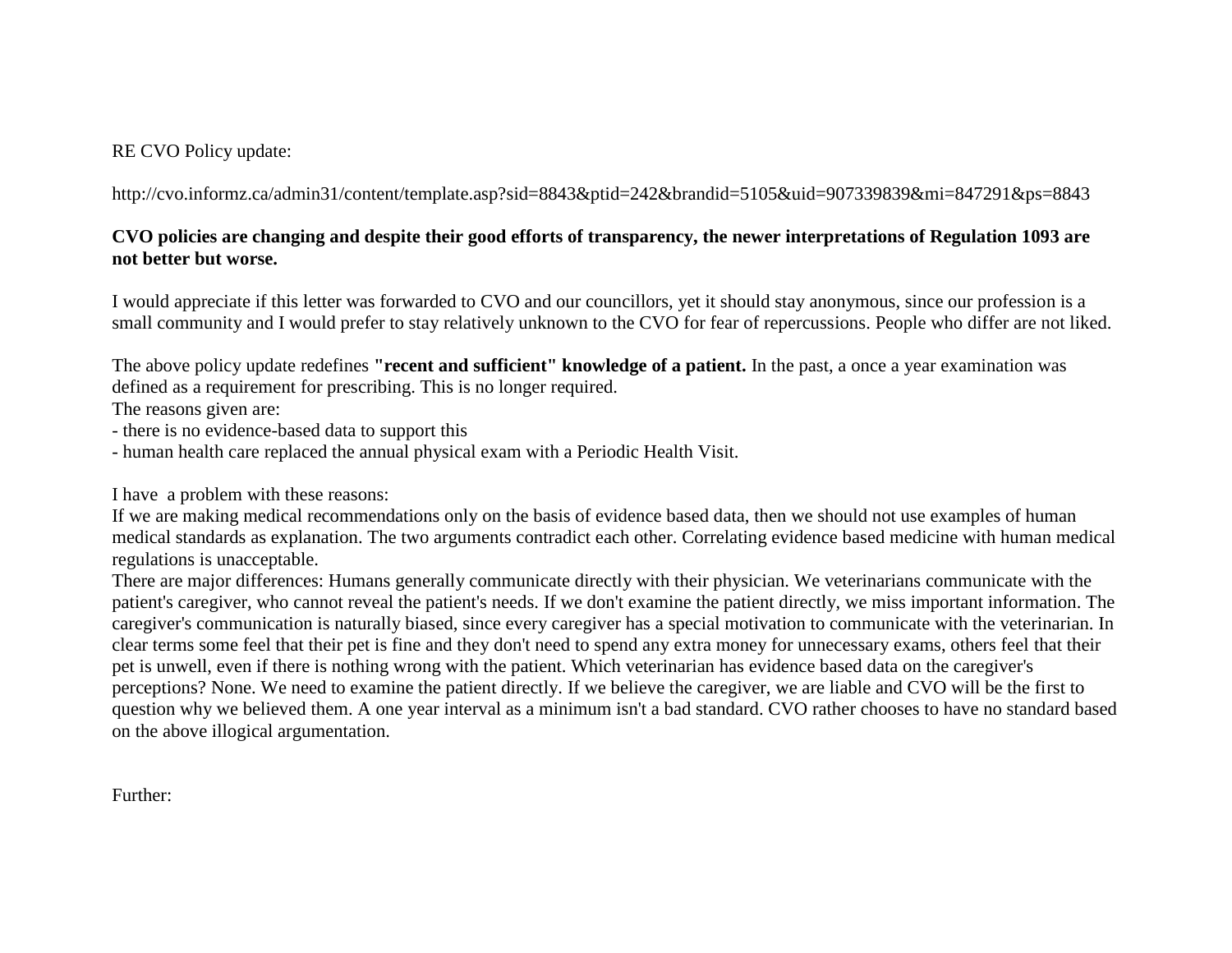RE CVO Policy update:

http://cvo.informz.ca/admin31/content/template.asp?sid=8843&ptid=242&brandid=5105&uid=907339839&mi=847291&ps=8843

**CVO policies are changing and despite their good efforts of transparency, the newer interpretations of Regulation 1093 are not better but worse.**

I would appreciate if this letter was forwarded to CVO and our councillors, yet it should stay anonymous, since our profession is a small community and I would prefer to stay relatively unknown to the CVO for fear of repercussions. People who differ are not liked.

The above policy update redefines **"recent and sufficient" knowledge of a patient.** In the past, a once a year examination was defined as a requirement for prescribing. This is no longer required.
The reasons given are:
- there is no evidence-based data to support this
- human health care replaced the annual physical exam with a Periodic Health Visit.

I have a problem with these reasons:
If we are making medical recommendations only on the basis of evidence based data, then we should not use examples of human medical standards as explanation. The two arguments contradict each other. Correlating evidence based medicine with human medical regulations is unacceptable.
There are major differences: Humans generally communicate directly with their physician. We veterinarians communicate with the patient's caregiver, who cannot reveal the patient's needs. If we don't examine the patient directly, we miss important information. The caregiver's communication is naturally biased, since every caregiver has a special motivation to communicate with the veterinarian. In clear terms some feel that their pet is fine and they don't need to spend any extra money for unnecessary exams, others feel that their pet is unwell, even if there is nothing wrong with the patient. Which veterinarian has evidence based data on the caregiver's perceptions? None. We need to examine the patient directly. If we believe the caregiver, we are liable and CVO will be the first to question why we believed them. A one year interval as a minimum isn't a bad standard. CVO rather chooses to have no standard based on the above illogical argumentation.

Further: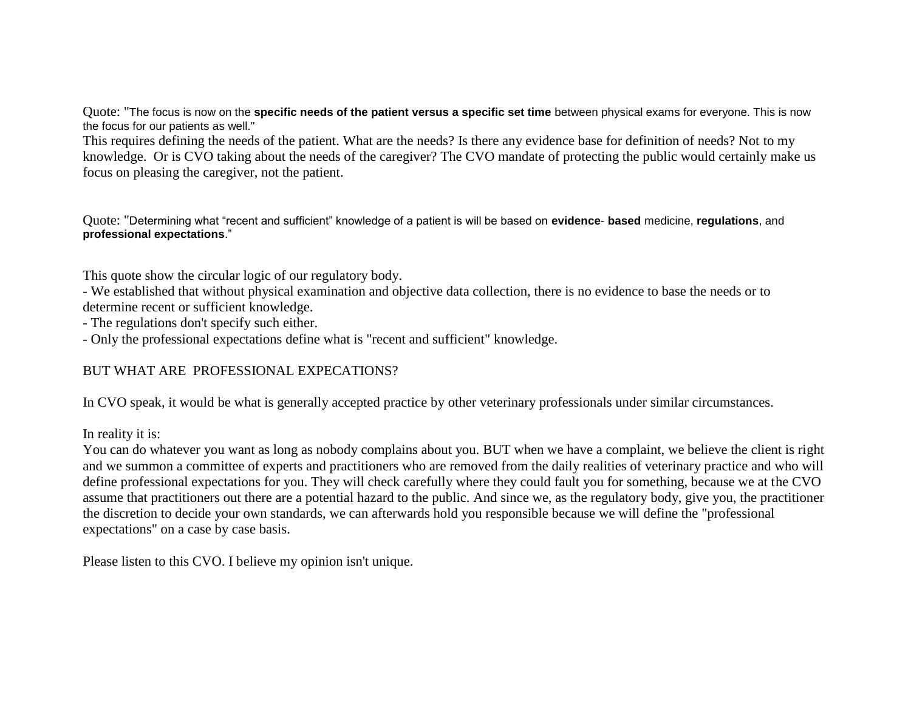Quote: "The focus is now on the **specific needs of the patient versus a specific set time** between physical exams for everyone. This is now the focus for our patients as well."

This requires defining the needs of the patient. What are the needs? Is there any evidence base for definition of needs? Not to my knowledge. Or is CVO taking about the needs of the caregiver? The CVO mandate of protecting the public would certainly make us focus on pleasing the caregiver, not the patient.

Quote: "Determining what "recent and sufficient" knowledge of a patient is will be based on **evidence- based** medicine, **regulations**, and **professional expectations**."

This quote show the circular logic of our regulatory body.

- We established that without physical examination and objective data collection, there is no evidence to base the needs or to determine recent or sufficient knowledge.
- The regulations don't specify such either.
- Only the professional expectations define what is "recent and sufficient" knowledge.

BUT WHAT ARE PROFESSIONAL EXPECATIONS?

In CVO speak, it would be what is generally accepted practice by other veterinary professionals under similar circumstances.

In reality it is:

You can do whatever you want as long as nobody complains about you. BUT when we have a complaint, we believe the client is right and we summon a committee of experts and practitioners who are removed from the daily realities of veterinary practice and who will define professional expectations for you. They will check carefully where they could fault you for something, because we at the CVO assume that practitioners out there are a potential hazard to the public. And since we, as the regulatory body, give you, the practitioner the discretion to decide your own standards, we can afterwards hold you responsible because we will define the "professional expectations" on a case by case basis.

Please listen to this CVO. I believe my opinion isn't unique.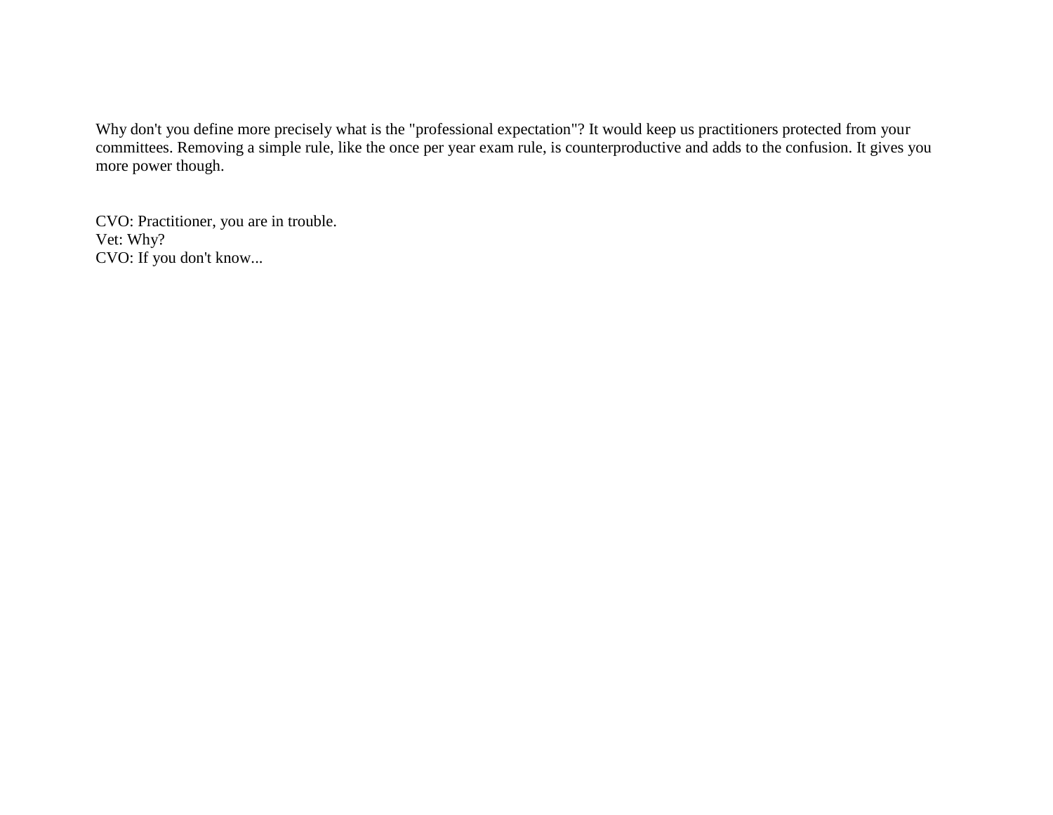Why don't you define more precisely what is the "professional expectation"? It would keep us practitioners protected from your committees. Removing a simple rule, like the once per year exam rule, is counterproductive and adds to the confusion. It gives you more power though.

CVO: Practitioner, you are in trouble.
Vet: Why?
CVO: If you don't know...